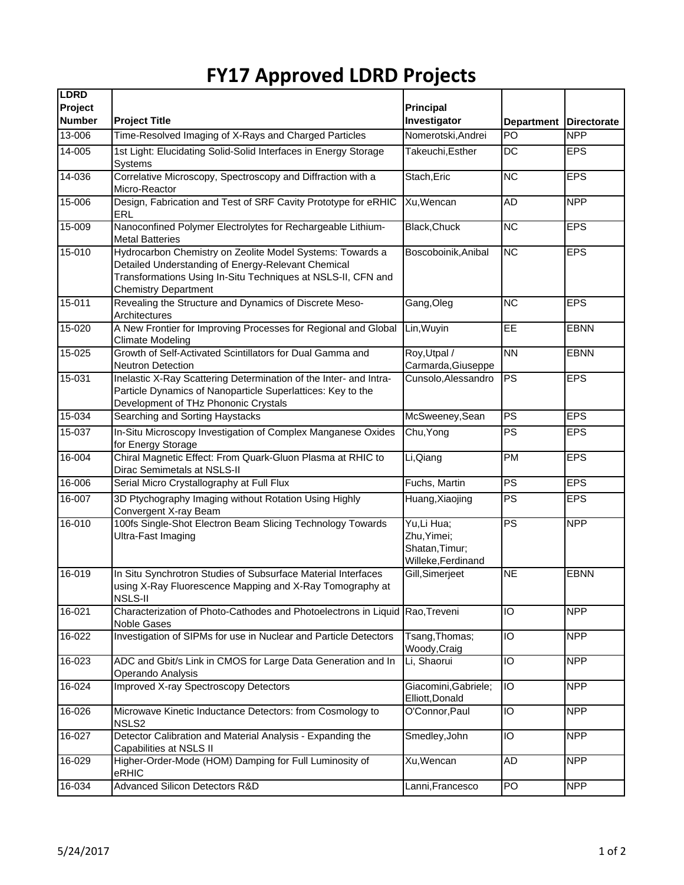# FY17 Approved LDRD Projects

| LDRD Project Number | Project Title | Principal Investigator | Department | Directorate |
|---|---|---|---|---|
| 13-006 | Time-Resolved Imaging of X-Rays and Charged Particles | Nomerotski,Andrei | PO | NPP |
| 14-005 | 1st Light: Elucidating Solid-Solid Interfaces in Energy Storage Systems | Takeuchi,Esther | DC | EPS |
| 14-036 | Correlative Microscopy, Spectroscopy and Diffraction with a Micro-Reactor | Stach,Eric | NC | EPS |
| 15-006 | Design, Fabrication and Test of SRF Cavity Prototype for eRHIC ERL | Xu,Wencan | AD | NPP |
| 15-009 | Nanoconfined Polymer Electrolytes for Rechargeable Lithium-Metal Batteries | Black,Chuck | NC | EPS |
| 15-010 | Hydrocarbon Chemistry on Zeolite Model Systems: Towards a Detailed Understanding of Energy-Relevant Chemical Transformations Using In-Situ Techniques at NSLS-II, CFN and Chemistry Department | Boscoboinik,Anibal | NC | EPS |
| 15-011 | Revealing the Structure and Dynamics of Discrete Meso-Architectures | Gang,Oleg | NC | EPS |
| 15-020 | A New Frontier for Improving Processes for Regional and Global Climate Modeling | Lin,Wuyin | EE | EBNN |
| 15-025 | Growth of Self-Activated Scintillators for Dual Gamma and Neutron Detection | Roy,Utpal / Carmarda,Giuseppe | NN | EBNN |
| 15-031 | Inelastic X-Ray Scattering Determination of the Inter- and Intra-Particle Dynamics of Nanoparticle Superlattices: Key to the Development of THz Phononic Crystals | Cunsolo,Alessandro | PS | EPS |
| 15-034 | Searching and Sorting Haystacks | McSweeney,Sean | PS | EPS |
| 15-037 | In-Situ Microscopy Investigation of Complex Manganese Oxides for Energy Storage | Chu,Yong | PS | EPS |
| 16-004 | Chiral Magnetic Effect: From Quark-Gluon Plasma at RHIC to Dirac Semimetals at NSLS-II | Li,Qiang | PM | EPS |
| 16-006 | Serial Micro Crystallography at Full Flux | Fuchs, Martin | PS | EPS |
| 16-007 | 3D Ptychography Imaging without Rotation Using Highly Convergent X-ray Beam | Huang,Xiaojing | PS | EPS |
| 16-010 | 100fs Single-Shot Electron Beam Slicing Technology Towards Ultra-Fast Imaging | Yu,Li Hua; Zhu,Yimei; Shatan,Timur; Willeke,Ferdinand | PS | NPP |
| 16-019 | In Situ Synchrotron Studies of Subsurface Material Interfaces using X-Ray Fluorescence Mapping and X-Ray Tomography at NSLS-II | Gill,Simerjeet | NE | EBNN |
| 16-021 | Characterization of Photo-Cathodes and Photoelectrons in Liquid Noble Gases | Rao,Treveni | IO | NPP |
| 16-022 | Investigation of SIPMs for use in Nuclear and Particle Detectors | Tsang,Thomas; Woody,Craig | IO | NPP |
| 16-023 | ADC and Gbit/s Link in CMOS for Large Data Generation and In Operando Analysis | Li, Shaorui | IO | NPP |
| 16-024 | Improved X-ray Spectroscopy Detectors | Giacomini,Gabriele; Elliott,Donald | IO | NPP |
| 16-026 | Microwave Kinetic Inductance Detectors: from Cosmology to NSLS2 | O'Connor,Paul | IO | NPP |
| 16-027 | Detector Calibration and Material Analysis - Expanding the Capabilities at NSLS II | Smedley,John | IO | NPP |
| 16-029 | Higher-Order-Mode (HOM) Damping for Full Luminosity of eRHIC | Xu,Wencan | AD | NPP |
| 16-034 | Advanced Silicon Detectors R&D | Lanni,Francesco | PO | NPP |

5/24/2017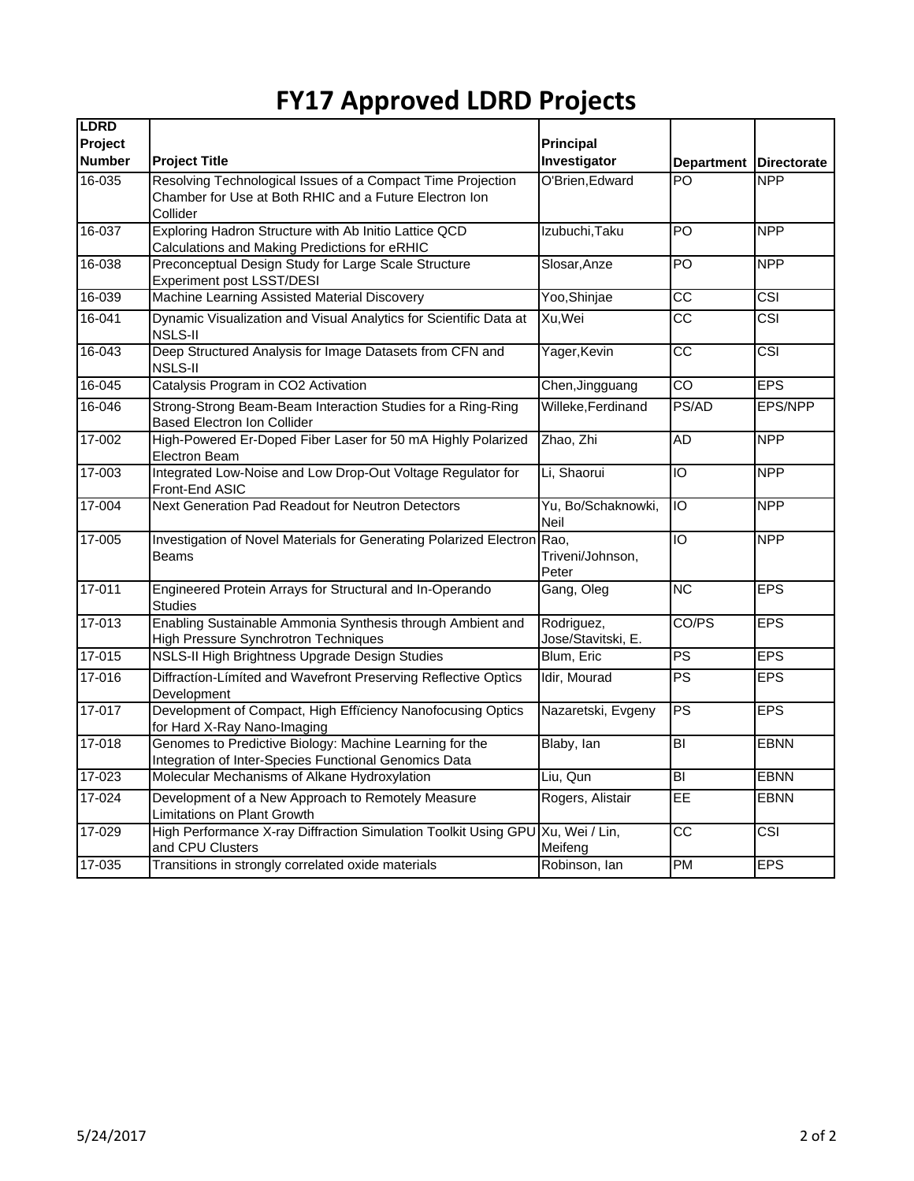# FY17 Approved LDRD Projects

| LDRD Project Number | Project Title | Principal Investigator | Department | Directorate |
| --- | --- | --- | --- | --- |
| 16-035 | Resolving Technological Issues of a Compact Time Projection Chamber for Use at Both RHIC and a Future Electron Ion Collider | O'Brien,Edward | PO | NPP |
| 16-037 | Exploring Hadron Structure with Ab Initio Lattice QCD Calculations and Making Predictions for eRHIC | Izubuchi,Taku | PO | NPP |
| 16-038 | Preconceptual Design Study for Large Scale Structure Experiment post LSST/DESI | Slosar,Anze | PO | NPP |
| 16-039 | Machine Learning Assisted Material Discovery | Yoo,Shinjae | CC | CSI |
| 16-041 | Dynamic Visualization and Visual Analytics for Scientific Data at NSLS-II | Xu,Wei | CC | CSI |
| 16-043 | Deep Structured Analysis for Image Datasets from CFN and NSLS-II | Yager,Kevin | CC | CSI |
| 16-045 | Catalysis Program in CO2 Activation | Chen,Jingguang | CO | EPS |
| 16-046 | Strong-Strong Beam-Beam Interaction Studies for a Ring-Ring Based Electron Ion Collider | Willeke,Ferdinand | PS/AD | EPS/NPP |
| 17-002 | High-Powered Er-Doped Fiber Laser for 50 mA Highly Polarized Electron Beam | Zhao, Zhi | AD | NPP |
| 17-003 | Integrated Low-Noise and Low Drop-Out Voltage Regulator for Front-End ASIC | Li, Shaorui | IO | NPP |
| 17-004 | Next Generation Pad Readout for Neutron Detectors | Yu, Bo/Schaknowski, Neil | IO | NPP |
| 17-005 | Investigation of Novel Materials for Generating Polarized Electron Beams | Rao, Triveni/Johnson, Peter | IO | NPP |
| 17-011 | Engineered Protein Arrays for Structural and In-Operando Studies | Gang, Oleg | NC | EPS |
| 17-013 | Enabling Sustainable Ammonia Synthesis through Ambient and High Pressure Synchrotron Techniques | Rodriguez, Jose/Stavitski, E. | CO/PS | EPS |
| 17-015 | NSLS-II High Brightness Upgrade Design Studies | Blum, Eric | PS | EPS |
| 17-016 | Diffractíon-Límíted and Wavefront Preserving Reflective Optìcs Development | Idir, Mourad | PS | EPS |
| 17-017 | Development of Compact, High Efficiency Nanofocusing Optics for Hard X-Ray Nano-Imaging | Nazaretski, Evgeny | PS | EPS |
| 17-018 | Genomes to Predictive Biology: Machine Learning for the Integration of Inter-Species Functional Genomics Data | Blaby, Ian | BI | EBNN |
| 17-023 | Molecular Mechanisms of Alkane Hydroxylation | Liu, Qun | BI | EBNN |
| 17-024 | Development of a New Approach to Remotely Measure Limitations on Plant Growth | Rogers, Alistair | EE | EBNN |
| 17-029 | High Performance X-ray Diffraction Simulation Toolkit Using GPU and CPU Clusters | Xu, Wei / Lin, Meifeng | CC | CSI |
| 17-035 | Transitions in strongly correlated oxide materials | Robinson, Ian | PM | EPS |

5/24/2017